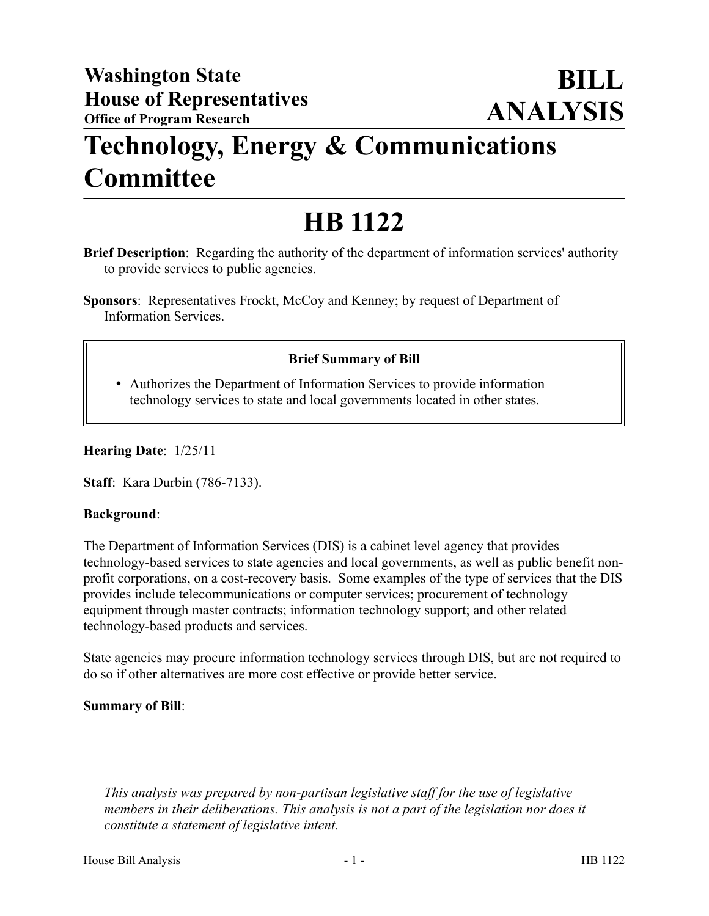**Washington State House of Representatives**
**Office of Program Research**

# BILL ANALYSIS

# Technology, Energy & Communications Committee

# HB 1122

**Brief Description**: Regarding the authority of the department of information services' authority to provide services to public agencies.

**Sponsors**: Representatives Frockt, McCoy and Kenney; by request of Department of Information Services.

**Brief Summary of Bill**

- Authorizes the Department of Information Services to provide information technology services to state and local governments located in other states.

**Hearing Date**: 1/25/11

**Staff**: Kara Durbin (786-7133).

**Background**:

The Department of Information Services (DIS) is a cabinet level agency that provides technology-based services to state agencies and local governments, as well as public benefit non-profit corporations, on a cost-recovery basis. Some examples of the type of services that the DIS provides include telecommunications or computer services; procurement of technology equipment through master contracts; information technology support; and other related technology-based products and services.

State agencies may procure information technology services through DIS, but are not required to do so if other alternatives are more cost effective or provide better service.

**Summary of Bill**:

---

*This analysis was prepared by non-partisan legislative staff for the use of legislative members in their deliberations. This analysis is not a part of the legislation nor does it constitute a statement of legislative intent.*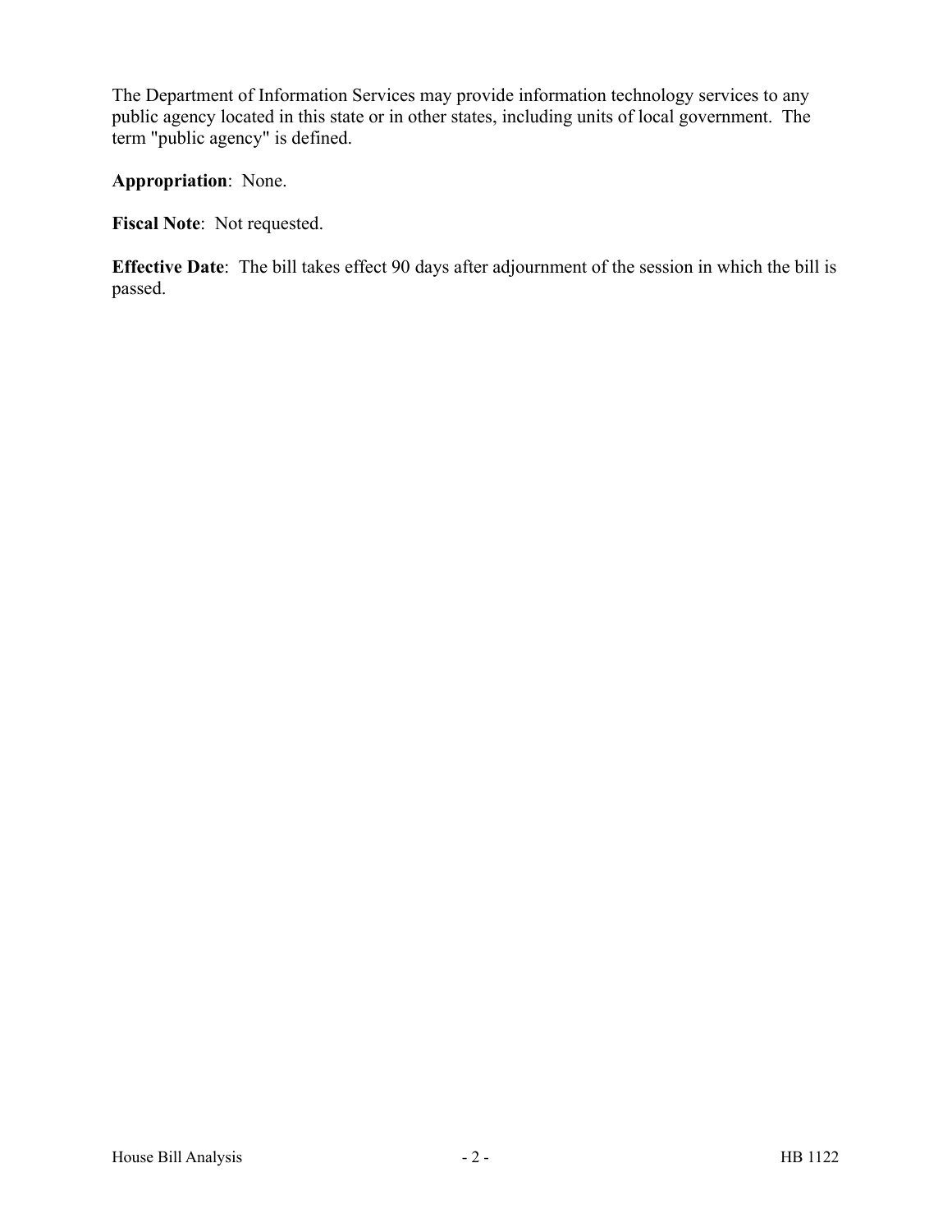The Department of Information Services may provide information technology services to any public agency located in this state or in other states, including units of local government. The term "public agency" is defined.

**Appropriation**: None.

**Fiscal Note**: Not requested.

**Effective Date**: The bill takes effect 90 days after adjournment of the session in which the bill is passed.